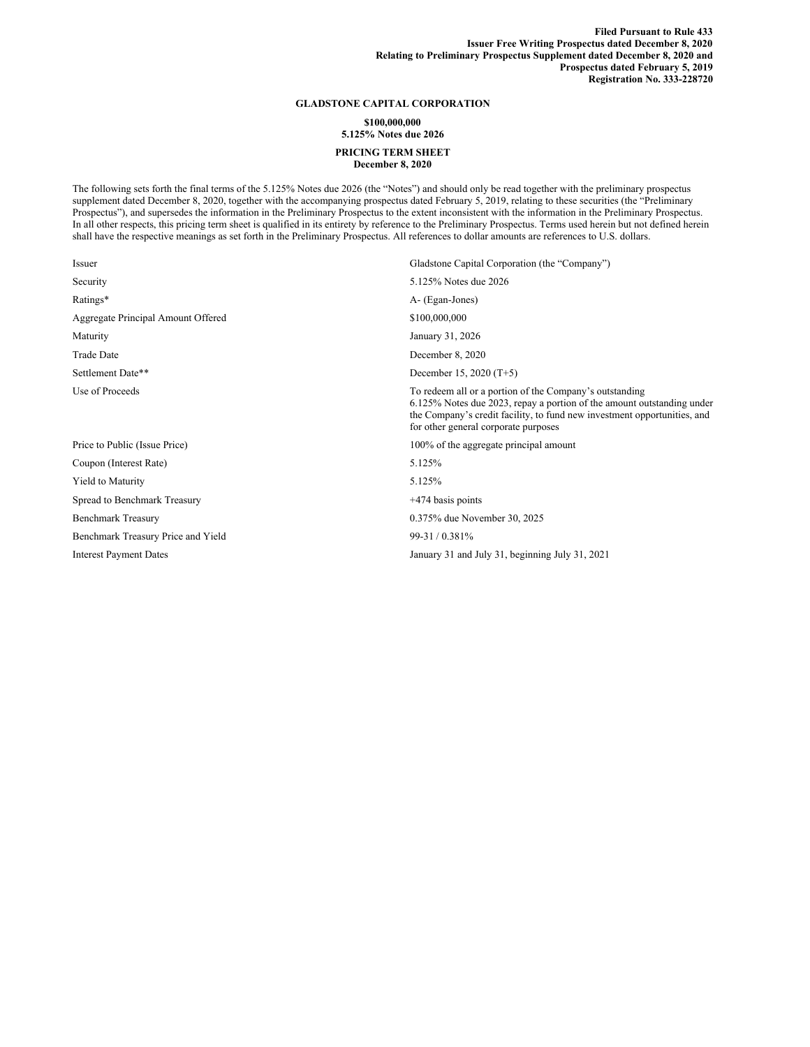**Filed Pursuant to Rule 433**
**Issuer Free Writing Prospectus dated December 8, 2020**
**Relating to Preliminary Prospectus Supplement dated December 8, 2020 and**
**Prospectus dated February 5, 2019**
**Registration No. 333-228720**

# GLADSTONE CAPITAL CORPORATION

**$100,000,000**
**5.125% Notes due 2026**

## PRICING TERM SHEET
**December 8, 2020**

The following sets forth the final terms of the 5.125% Notes due 2026 (the "Notes") and should only be read together with the preliminary prospectus supplement dated December 8, 2020, together with the accompanying prospectus dated February 5, 2019, relating to these securities (the "Preliminary Prospectus"), and supersedes the information in the Preliminary Prospectus to the extent inconsistent with the information in the Preliminary Prospectus. In all other respects, this pricing term sheet is qualified in its entirety by reference to the Preliminary Prospectus. Terms used herein but not defined herein shall have the respective meanings as set forth in the Preliminary Prospectus. All references to dollar amounts are references to U.S. dollars.

| | |
|---|---|
| Issuer | Gladstone Capital Corporation (the "Company") |
| Security | 5.125% Notes due 2026 |
| Ratings* | A- (Egan-Jones) |
| Aggregate Principal Amount Offered | $100,000,000 |
| Maturity | January 31, 2026 |
| Trade Date | December 8, 2020 |
| Settlement Date** | December 15, 2020 (T+5) |
| Use of Proceeds | To redeem all or a portion of the Company's outstanding 6.125% Notes due 2023, repay a portion of the amount outstanding under the Company's credit facility, to fund new investment opportunities, and for other general corporate purposes |
| Price to Public (Issue Price) | 100% of the aggregate principal amount |
| Coupon (Interest Rate) | 5.125% |
| Yield to Maturity | 5.125% |
| Spread to Benchmark Treasury | +474 basis points |
| Benchmark Treasury | 0.375% due November 30, 2025 |
| Benchmark Treasury Price and Yield | 99-31 / 0.381% |
| Interest Payment Dates | January 31 and July 31, beginning July 31, 2021 |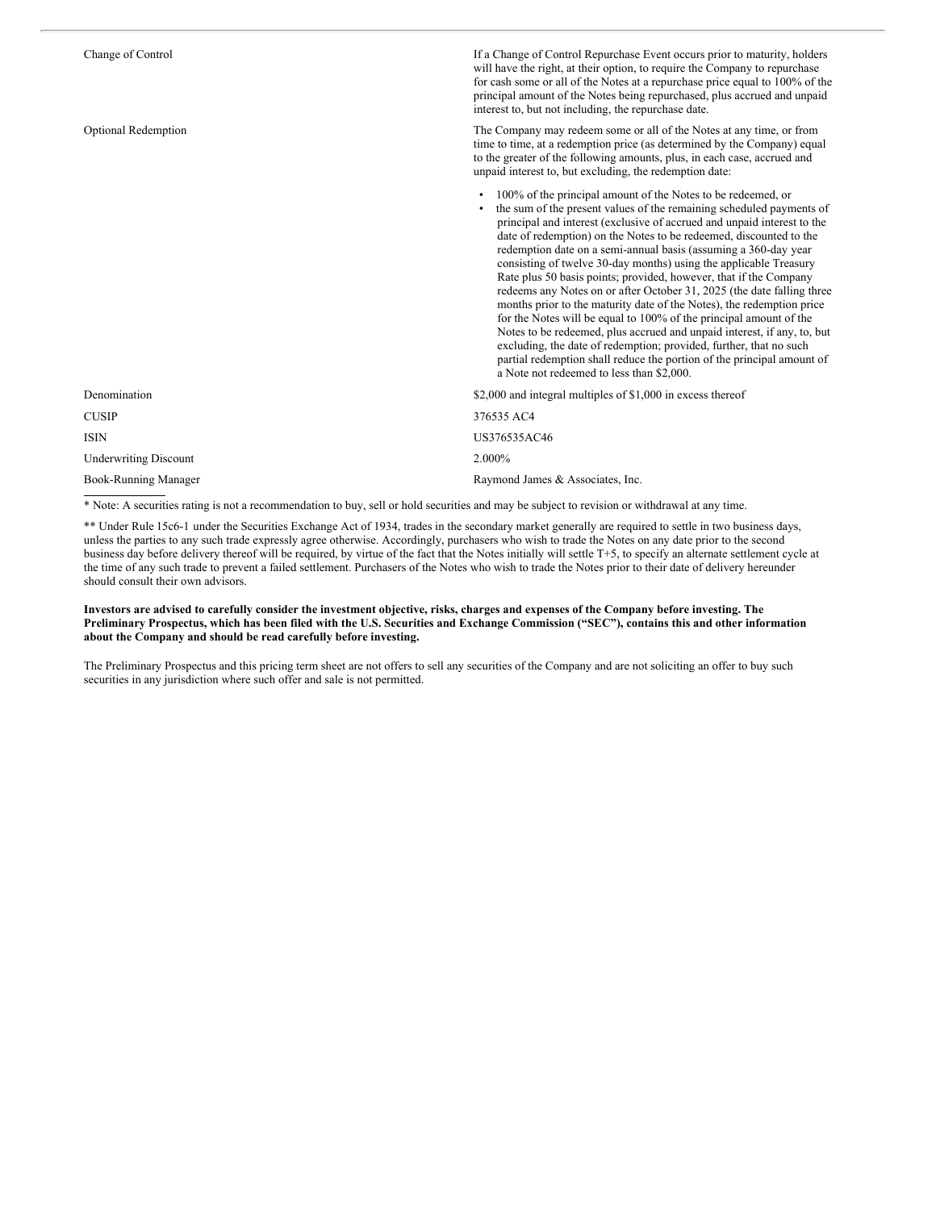| | |
|---|---|
| Change of Control | If a Change of Control Repurchase Event occurs prior to maturity, holders will have the right, at their option, to require the Company to repurchase for cash some or all of the Notes at a repurchase price equal to 100% of the principal amount of the Notes being repurchased, plus accrued and unpaid interest to, but not including, the repurchase date. |
| Optional Redemption | The Company may redeem some or all of the Notes at any time, or from time to time, at a redemption price (as determined by the Company) equal to the greater of the following amounts, plus, in each case, accrued and unpaid interest to, but excluding, the redemption date:<br><br>• 100% of the principal amount of the Notes to be redeemed, or<br>• the sum of the present values of the remaining scheduled payments of principal and interest (exclusive of accrued and unpaid interest to the date of redemption) on the Notes to be redeemed, discounted to the redemption date on a semi-annual basis (assuming a 360-day year consisting of twelve 30-day months) using the applicable Treasury Rate plus 50 basis points; provided, however, that if the Company redeems any Notes on or after October 31, 2025 (the date falling three months prior to the maturity date of the Notes), the redemption price for the Notes will be equal to 100% of the principal amount of the Notes to be redeemed, plus accrued and unpaid interest, if any, to, but excluding, the date of redemption; provided, further, that no such partial redemption shall reduce the portion of the principal amount of a Note not redeemed to less than $2,000. |
| Denomination | $2,000 and integral multiples of $1,000 in excess thereof |
| CUSIP | 376535 AC4 |
| ISIN | US376535AC46 |
| Underwriting Discount | 2.000% |
| Book-Running Manager | Raymond James & Associates, Inc. |

* Note: A securities rating is not a recommendation to buy, sell or hold securities and may be subject to revision or withdrawal at any time.

** Under Rule 15c6-1 under the Securities Exchange Act of 1934, trades in the secondary market generally are required to settle in two business days, unless the parties to any such trade expressly agree otherwise. Accordingly, purchasers who wish to trade the Notes on any date prior to the second business day before delivery thereof will be required, by virtue of the fact that the Notes initially will settle T+5, to specify an alternate settlement cycle at the time of any such trade to prevent a failed settlement. Purchasers of the Notes who wish to trade the Notes prior to their date of delivery hereunder should consult their own advisors.

**Investors are advised to carefully consider the investment objective, risks, charges and expenses of the Company before investing. The Preliminary Prospectus, which has been filed with the U.S. Securities and Exchange Commission ("SEC"), contains this and other information about the Company and should be read carefully before investing.**

The Preliminary Prospectus and this pricing term sheet are not offers to sell any securities of the Company and are not soliciting an offer to buy such securities in any jurisdiction where such offer and sale is not permitted.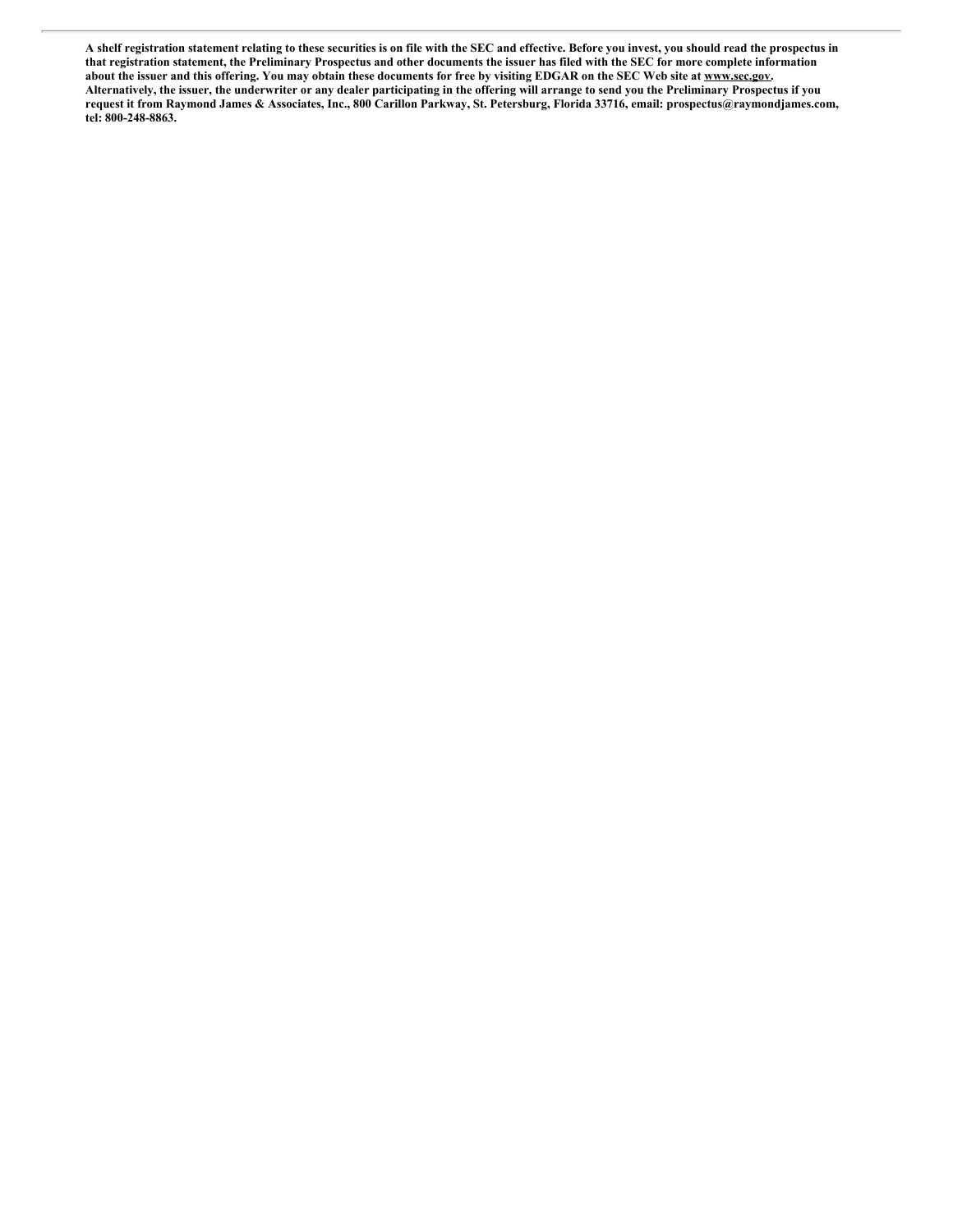**A shelf registration statement relating to these securities is on file with the SEC and effective. Before you invest, you should read the prospectus in that registration statement, the Preliminary Prospectus and other documents the issuer has filed with the SEC for more complete information about the issuer and this offering. You may obtain these documents for free by visiting EDGAR on the SEC Web site at www.sec.gov. Alternatively, the issuer, the underwriter or any dealer participating in the offering will arrange to send you the Preliminary Prospectus if you request it from Raymond James & Associates, Inc., 800 Carillon Parkway, St. Petersburg, Florida 33716, email: prospectus@raymondjames.com, tel: 800-248-8863.**